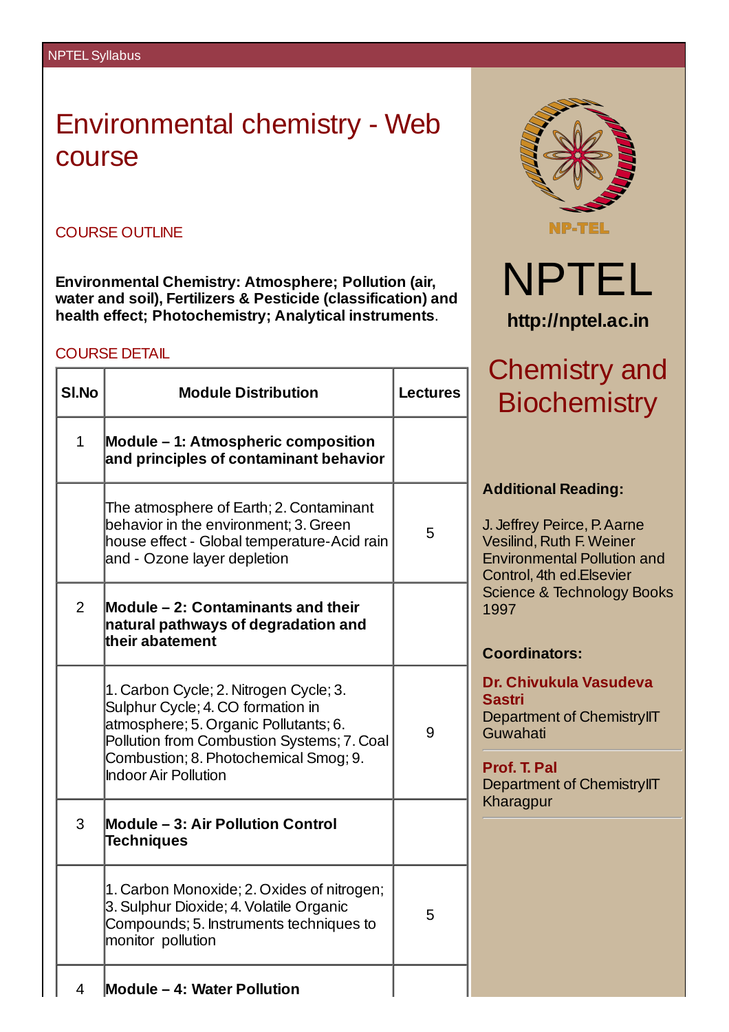NPTEL Syllabus

# Environmental chemistry - Web course

## COURSE OUTLINE

**Environmental Chemistry: Atmosphere; Pollution (air, water and soil), Fertilizers & Pesticide (classification) and health effect; Photochemistry; Analytical instruments**.

## COURSE DETAIL

| Sl.No | Module Distribution | Lectures |
|---|---|---|
| 1 | **Module – 1: Atmospheric composition and principles of contaminant behavior** | |
| | The atmosphere of Earth; 2. Contaminant behavior in the environment; 3. Green house effect - Global temperature-Acid rain and - Ozone layer depletion | 5 |
| 2 | **Module – 2: Contaminants and their natural pathways of degradation and their abatement** | |
| | 1. Carbon Cycle; 2. Nitrogen Cycle; 3. Sulphur Cycle; 4. CO formation in atmosphere; 5. Organic Pollutants; 6. Pollution from Combustion Systems; 7. Coal Combustion; 8. Photochemical Smog; 9. Indoor Air Pollution | 9 |
| 3 | **Module – 3: Air Pollution Control Techniques** | |
| | 1. Carbon Monoxide; 2. Oxides of nitrogen; 3. Sulphur Dioxide; 4. Volatile Organic Compounds; 5. Instruments techniques to monitor pollution | 5 |
| 4 | **Module – 4: Water Pollution** | |

NP-TEL

# NPTEL

**http://nptel.ac.in**

## Chemistry and Biochemistry

**Additional Reading:**

J. Jeffrey Peirce, P. Aarne Vesilind, Ruth F. Weiner Environmental Pollution and Control, 4th ed.Elsevier Science & Technology Books 1997

**Coordinators:**

**Dr. Chivukula Vasudeva Sastri**
Department of ChemistryIIT Guwahati

**Prof. T. Pal**
Department of ChemistryIIT Kharagpur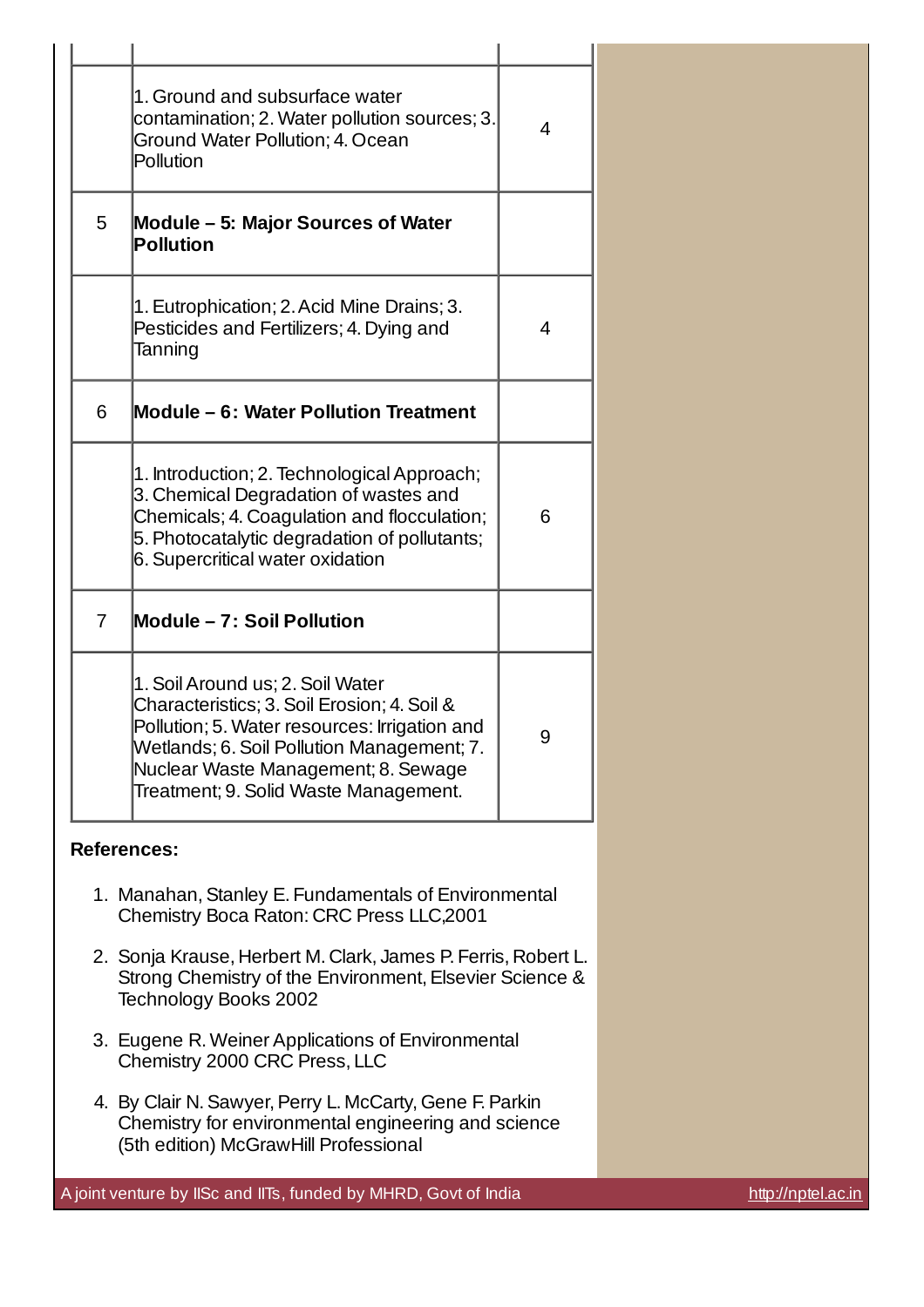| | | |
|---|---|---|
| | | |
| | 1. Ground and subsurface water contamination; 2. Water pollution sources; 3. Ground Water Pollution; 4. Ocean Pollution | 4 |
| 5 | **Module – 5: Major Sources of Water Pollution** | |
| | 1. Eutrophication; 2. Acid Mine Drains; 3. Pesticides and Fertilizers; 4. Dying and Tanning | 4 |
| 6 | **Module – 6: Water Pollution Treatment** | |
| | 1. Introduction; 2. Technological Approach; 3. Chemical Degradation of wastes and Chemicals; 4. Coagulation and flocculation; 5. Photocatalytic degradation of pollutants; 6. Supercritical water oxidation | 6 |
| 7 | **Module – 7: Soil Pollution** | |
| | 1. Soil Around us; 2. Soil Water Characteristics; 3. Soil Erosion; 4. Soil & Pollution; 5. Water resources: Irrigation and Wetlands; 6. Soil Pollution Management; 7. Nuclear Waste Management; 8. Sewage Treatment; 9. Solid Waste Management. | 9 |

**References:**

1. Manahan, Stanley E. Fundamentals of Environmental Chemistry Boca Raton: CRC Press LLC,2001
2. Sonja Krause, Herbert M. Clark, James P. Ferris, Robert L. Strong Chemistry of the Environment, Elsevier Science & Technology Books 2002
3. Eugene R. Weiner Applications of Environmental Chemistry 2000 CRC Press, LLC
4. By Clair N. Sawyer, Perry L. McCarty, Gene F. Parkin Chemistry for environmental engineering and science (5th edition) McGrawHill Professional